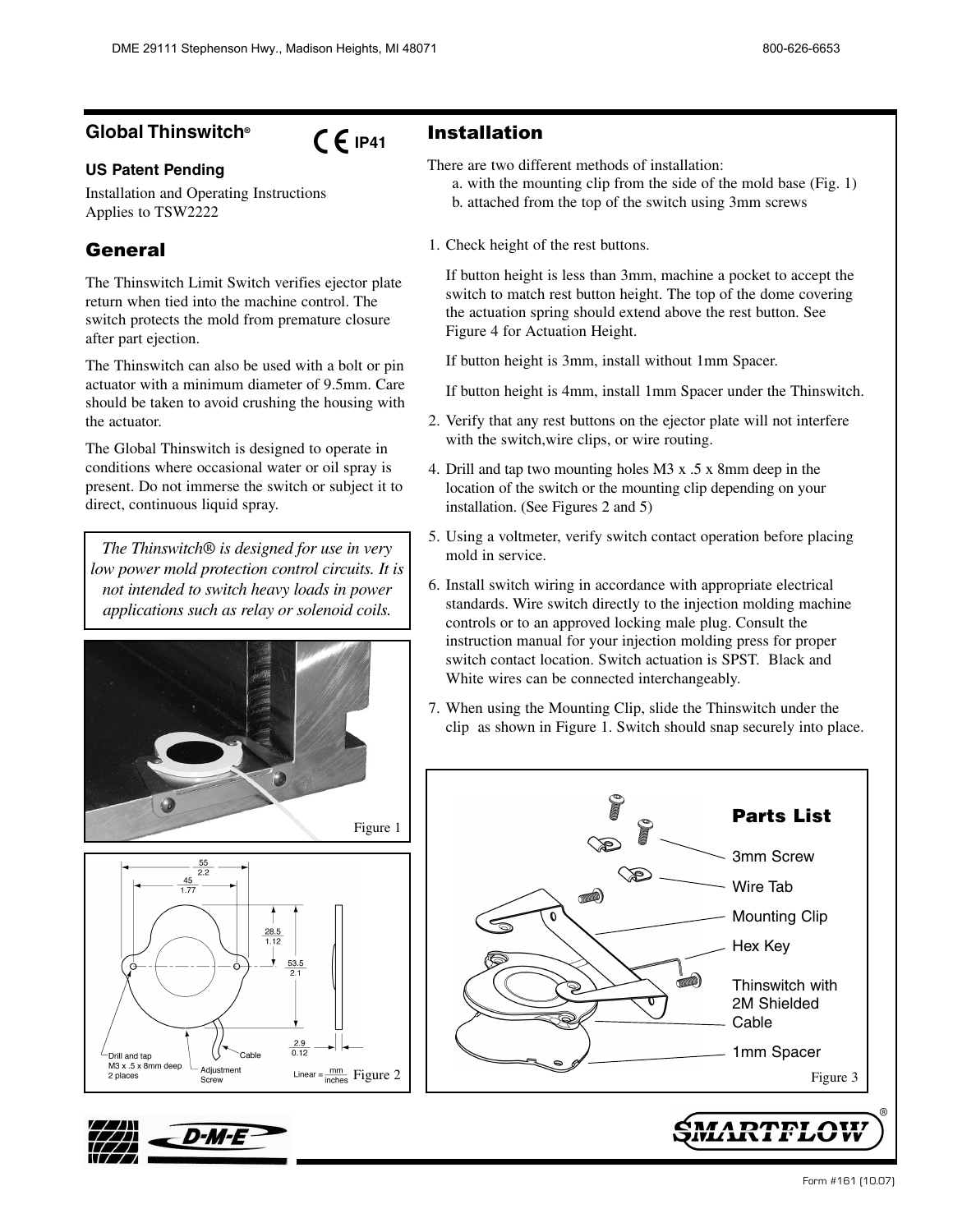## Global Thinswitch®

CE IP41

**US Patent Pending**

Installation and Operating Instructions
Applies to TSW2222

## General

The Thinswitch Limit Switch verifies ejector plate return when tied into the machine control. The switch protects the mold from premature closure after part ejection.

The Thinswitch can also be used with a bolt or pin actuator with a minimum diameter of 9.5mm. Care should be taken to avoid crushing the housing with the actuator.

The Global Thinswitch is designed to operate in conditions where occasional water or oil spray is present. Do not immerse the switch or subject it to direct, continuous liquid spray.

*The Thinswitch® is designed for use in very low power mold protection control circuits. It is not intended to switch heavy loads in power applications such as relay or solenoid coils.*

Figure 1

55
2.2
45
1.77
28.5
1.12
53.5
2.1
2.9
0.12
Drill and tap M3 x .5 x 8mm deep 2 places
Adjustment Screw
Cable
Linear = mm / inches

Figure 2

## Installation

There are two different methods of installation:

a. with the mounting clip from the side of the mold base (Fig. 1)
b. attached from the top of the switch using 3mm screws

1. Check height of the rest buttons.

   If button height is less than 3mm, machine a pocket to accept the switch to match rest button height. The top of the dome covering the actuation spring should extend above the rest button. See Figure 4 for Actuation Height.

   If button height is 3mm, install without 1mm Spacer.

   If button height is 4mm, install 1mm Spacer under the Thinswitch.

2. Verify that any rest buttons on the ejector plate will not interfere with the switch,wire clips, or wire routing.

4. Drill and tap two mounting holes M3 x .5 x 8mm deep in the location of the switch or the mounting clip depending on your installation. (See Figures 2 and 5)

5. Using a voltmeter, verify switch contact operation before placing mold in service.

6. Install switch wiring in accordance with appropriate electrical standards. Wire switch directly to the injection molding machine controls or to an approved locking male plug. Consult the instruction manual for your injection molding press for proper switch contact location. Switch actuation is SPST. Black and White wires can be connected interchangeably.

7. When using the Mounting Clip, slide the Thinswitch under the clip as shown in Figure 1. Switch should snap securely into place.

### Parts List

- 3mm Screw
- Wire Tab
- Mounting Clip
- Hex Key
- Thinswitch with 2M Shielded Cable
- 1mm Spacer

Figure 3

Form #161 (10.07)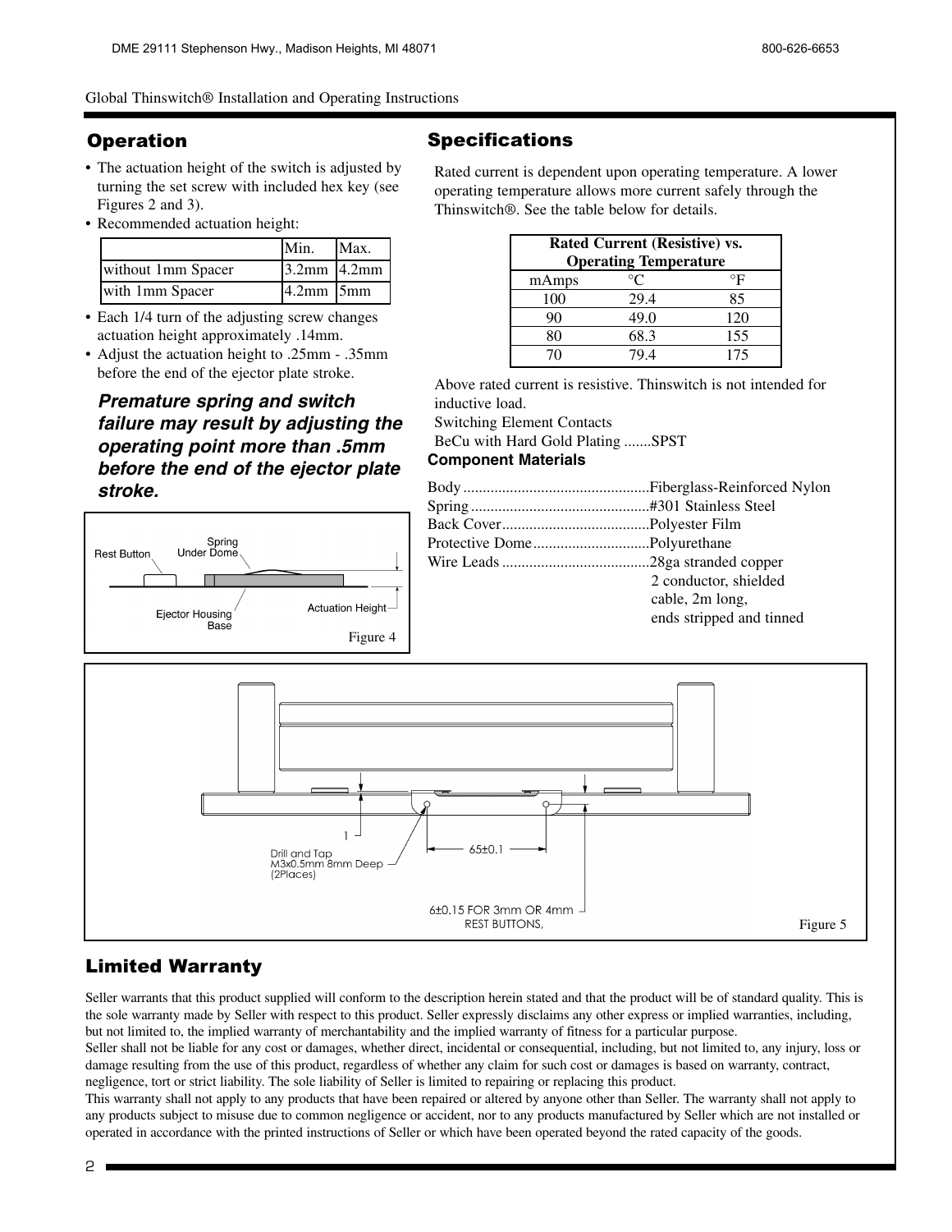Global Thinswitch® Installation and Operating Instructions

## Operation

- The actuation height of the switch is adjusted by turning the set screw with included hex key (see Figures 2 and 3).
- Recommended actuation height:

| | Min. | Max. |
|---|---|---|
| without 1mm Spacer | 3.2mm | 4.2mm |
| with 1mm Spacer | 4.2mm | 5mm |

- Each 1/4 turn of the adjusting screw changes actuation height approximately .14mm.
- Adjust the actuation height to .25mm - .35mm before the end of the ejector plate stroke.

***Premature spring and switch failure may result by adjusting the operating point more than .5mm before the end of the ejector plate stroke.***

Rest Button
Spring Under Dome
Ejector Housing Base
Actuation Height

Figure 4

## Specifications

Rated current is dependent upon operating temperature. A lower operating temperature allows more current safely through the Thinswitch®. See the table below for details.

| Rated Current (Resistive) vs. Operating Temperature | | |
|---|---|---|
| mAmps | °C | °F |
| 100 | 29.4 | 85 |
| 90 | 49.0 | 120 |
| 80 | 68.3 | 155 |
| 70 | 79.4 | 175 |

Above rated current is resistive. Thinswitch is not intended for inductive load.

Switching Element Contacts

BeCu with Hard Gold Plating .......SPST

### Component Materials

Body ................................................Fiberglass-Reinforced Nylon
Spring ..............................................#301 Stainless Steel
Back Cover......................................Polyester Film
Protective Dome..............................Polyurethane
Wire Leads ......................................28ga stranded copper 2 conductor, shielded cable, 2m long, ends stripped and tinned

1
Drill and Tap M3x0.5mm 8mm Deep (2Places)
65±0.1
6±0.15 FOR 3mm OR 4mm REST BUTTONS,

Figure 5

## Limited Warranty

Seller warrants that this product supplied will conform to the description herein stated and that the product will be of standard quality. This is the sole warranty made by Seller with respect to this product. Seller expressly disclaims any other express or implied warranties, including, but not limited to, the implied warranty of merchantability and the implied warranty of fitness for a particular purpose.

Seller shall not be liable for any cost or damages, whether direct, incidental or consequential, including, but not limited to, any injury, loss or damage resulting from the use of this product, regardless of whether any claim for such cost or damages is based on warranty, contract, negligence, tort or strict liability. The sole liability of Seller is limited to repairing or replacing this product.

This warranty shall not apply to any products that have been repaired or altered by anyone other than Seller. The warranty shall not apply to any products subject to misuse due to common negligence or accident, nor to any products manufactured by Seller which are not installed or operated in accordance with the printed instructions of Seller or which have been operated beyond the rated capacity of the goods.